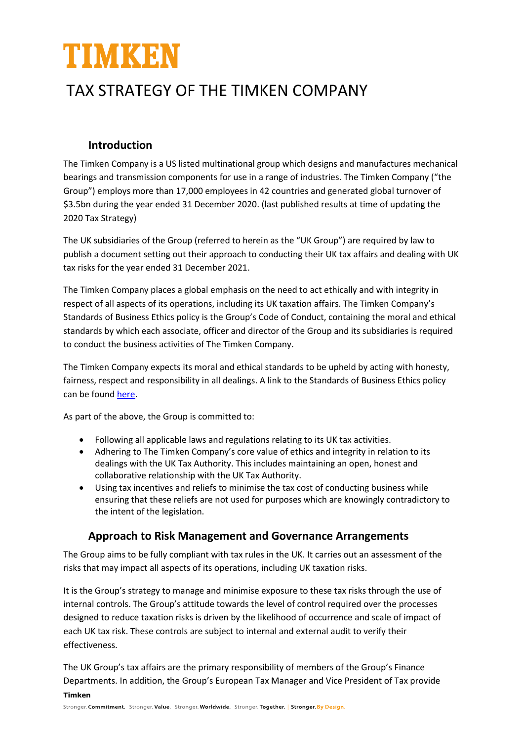# TIMKEN

# TAX STRATEGY OF THE TIMKEN COMPANY

## Introduction

The Timken Company is a US listed multinational group which designs and manufactures mechanical bearings and transmission components for use in a range of industries. The Timken Company ("the Group") employs more than 17,000 employees in 42 countries and generated global turnover of $3.5bn during the year ended 31 December 2020. (last published results at time of updating the 2020 Tax Strategy)

The UK subsidiaries of the Group (referred to herein as the "UK Group") are required by law to publish a document setting out their approach to conducting their UK tax affairs and dealing with UK tax risks for the year ended 31 December 2021.

The Timken Company places a global emphasis on the need to act ethically and with integrity in respect of all aspects of its operations, including its UK taxation affairs. The Timken Company's Standards of Business Ethics policy is the Group's Code of Conduct, containing the moral and ethical standards by which each associate, officer and director of the Group and its subsidiaries is required to conduct the business activities of The Timken Company.

The Timken Company expects its moral and ethical standards to be upheld by acting with honesty, fairness, respect and responsibility in all dealings. A link to the Standards of Business Ethics policy can be found here.

As part of the above, the Group is committed to:

- Following all applicable laws and regulations relating to its UK tax activities.
- Adhering to The Timken Company's core value of ethics and integrity in relation to its dealings with the UK Tax Authority. This includes maintaining an open, honest and collaborative relationship with the UK Tax Authority.
- Using tax incentives and reliefs to minimise the tax cost of conducting business while ensuring that these reliefs are not used for purposes which are knowingly contradictory to the intent of the legislation.

## Approach to Risk Management and Governance Arrangements

The Group aims to be fully compliant with tax rules in the UK. It carries out an assessment of the risks that may impact all aspects of its operations, including UK taxation risks.

It is the Group's strategy to manage and minimise exposure to these tax risks through the use of internal controls. The Group's attitude towards the level of control required over the processes designed to reduce taxation risks is driven by the likelihood of occurrence and scale of impact of each UK tax risk. These controls are subject to internal and external audit to verify their effectiveness.

The UK Group's tax affairs are the primary responsibility of members of the Group's Finance Departments. In addition, the Group's European Tax Manager and Vice President of Tax provide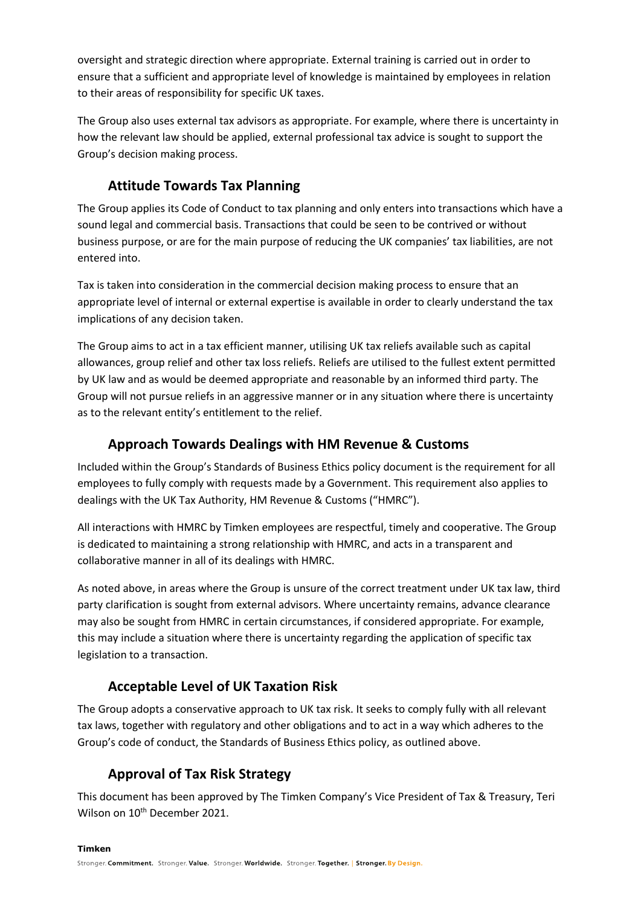oversight and strategic direction where appropriate. External training is carried out in order to ensure that a sufficient and appropriate level of knowledge is maintained by employees in relation to their areas of responsibility for specific UK taxes.

The Group also uses external tax advisors as appropriate. For example, where there is uncertainty in how the relevant law should be applied, external professional tax advice is sought to support the Group's decision making process.

## Attitude Towards Tax Planning

The Group applies its Code of Conduct to tax planning and only enters into transactions which have a sound legal and commercial basis. Transactions that could be seen to be contrived or without business purpose, or are for the main purpose of reducing the UK companies' tax liabilities, are not entered into.

Tax is taken into consideration in the commercial decision making process to ensure that an appropriate level of internal or external expertise is available in order to clearly understand the tax implications of any decision taken.

The Group aims to act in a tax efficient manner, utilising UK tax reliefs available such as capital allowances, group relief and other tax loss reliefs. Reliefs are utilised to the fullest extent permitted by UK law and as would be deemed appropriate and reasonable by an informed third party. The Group will not pursue reliefs in an aggressive manner or in any situation where there is uncertainty as to the relevant entity's entitlement to the relief.

## Approach Towards Dealings with HM Revenue & Customs

Included within the Group's Standards of Business Ethics policy document is the requirement for all employees to fully comply with requests made by a Government. This requirement also applies to dealings with the UK Tax Authority, HM Revenue & Customs ("HMRC").

All interactions with HMRC by Timken employees are respectful, timely and cooperative. The Group is dedicated to maintaining a strong relationship with HMRC, and acts in a transparent and collaborative manner in all of its dealings with HMRC.

As noted above, in areas where the Group is unsure of the correct treatment under UK tax law, third party clarification is sought from external advisors. Where uncertainty remains, advance clearance may also be sought from HMRC in certain circumstances, if considered appropriate. For example, this may include a situation where there is uncertainty regarding the application of specific tax legislation to a transaction.

## Acceptable Level of UK Taxation Risk

The Group adopts a conservative approach to UK tax risk. It seeks to comply fully with all relevant tax laws, together with regulatory and other obligations and to act in a way which adheres to the Group's code of conduct, the Standards of Business Ethics policy, as outlined above.

## Approval of Tax Risk Strategy

This document has been approved by The Timken Company's Vice President of Tax & Treasury, Teri Wilson on 10th December 2021.